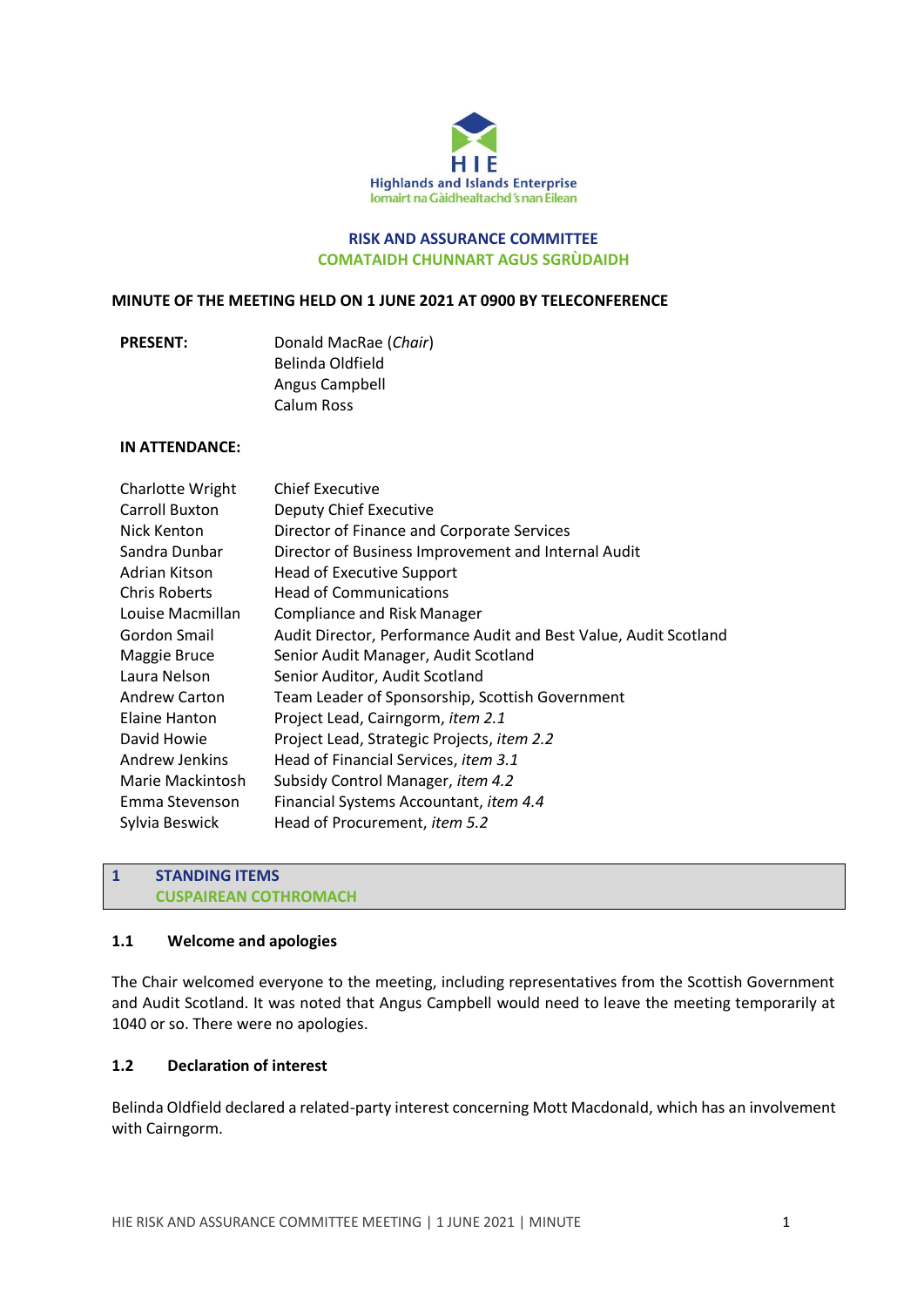Highlands and Islands Enterprise
Iomairt na Gàidhealtachd 's nan Eilean

# RISK AND ASSURANCE COMMITTEE
# COMATAIDH CHUNNART AGUS SGRÙDAIDH

**MINUTE OF THE MEETING HELD ON 1 JUNE 2021 AT 0900 BY TELECONFERENCE**

| **PRESENT:** | Donald MacRae (*Chair*) |
|---|---|
| | Belinda Oldfield |
| | Angus Campbell |
| | Calum Ross |

**IN ATTENDANCE:**

| | |
|---|---|
| Charlotte Wright | Chief Executive |
| Carroll Buxton | Deputy Chief Executive |
| Nick Kenton | Director of Finance and Corporate Services |
| Sandra Dunbar | Director of Business Improvement and Internal Audit |
| Adrian Kitson | Head of Executive Support |
| Chris Roberts | Head of Communications |
| Louise Macmillan | Compliance and Risk Manager |
| Gordon Smail | Audit Director, Performance Audit and Best Value, Audit Scotland |
| Maggie Bruce | Senior Audit Manager, Audit Scotland |
| Laura Nelson | Senior Auditor, Audit Scotland |
| Andrew Carton | Team Leader of Sponsorship, Scottish Government |
| Elaine Hanton | Project Lead, Cairngorm, *item 2.1* |
| David Howie | Project Lead, Strategic Projects, *item 2.2* |
| Andrew Jenkins | Head of Financial Services, *item 3.1* |
| Marie Mackintosh | Subsidy Control Manager, *item 4.2* |
| Emma Stevenson | Financial Systems Accountant, *item 4.4* |
| Sylvia Beswick | Head of Procurement, *item 5.2* |

## 1 STANDING ITEMS
## CUSPAIREAN COTHROMACH

### 1.1 Welcome and apologies

The Chair welcomed everyone to the meeting, including representatives from the Scottish Government and Audit Scotland. It was noted that Angus Campbell would need to leave the meeting temporarily at 1040 or so. There were no apologies.

### 1.2 Declaration of interest

Belinda Oldfield declared a related-party interest concerning Mott Macdonald, which has an involvement with Cairngorm.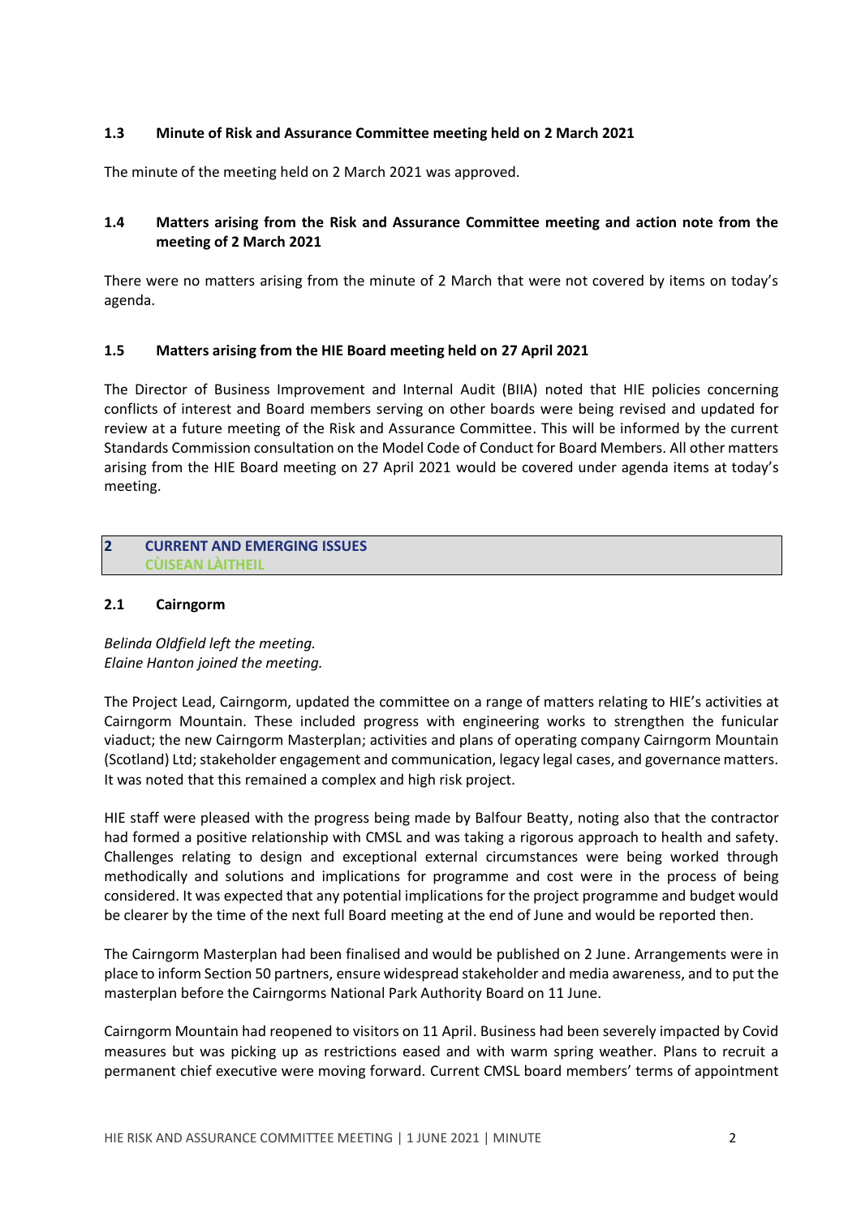### 1.3 Minute of Risk and Assurance Committee meeting held on 2 March 2021

The minute of the meeting held on 2 March 2021 was approved.

### 1.4 Matters arising from the Risk and Assurance Committee meeting and action note from the meeting of 2 March 2021

There were no matters arising from the minute of 2 March that were not covered by items on today's agenda.

### 1.5 Matters arising from the HIE Board meeting held on 27 April 2021

The Director of Business Improvement and Internal Audit (BIIA) noted that HIE policies concerning conflicts of interest and Board members serving on other boards were being revised and updated for review at a future meeting of the Risk and Assurance Committee. This will be informed by the current Standards Commission consultation on the Model Code of Conduct for Board Members. All other matters arising from the HIE Board meeting on 27 April 2021 would be covered under agenda items at today's meeting.

## 2 CURRENT AND EMERGING ISSUES
## CÙISEAN LÀITHEIL

### 2.1 Cairngorm

*Belinda Oldfield left the meeting.*
*Elaine Hanton joined the meeting.*

The Project Lead, Cairngorm, updated the committee on a range of matters relating to HIE's activities at Cairngorm Mountain. These included progress with engineering works to strengthen the funicular viaduct; the new Cairngorm Masterplan; activities and plans of operating company Cairngorm Mountain (Scotland) Ltd; stakeholder engagement and communication, legacy legal cases, and governance matters. It was noted that this remained a complex and high risk project.

HIE staff were pleased with the progress being made by Balfour Beatty, noting also that the contractor had formed a positive relationship with CMSL and was taking a rigorous approach to health and safety. Challenges relating to design and exceptional external circumstances were being worked through methodically and solutions and implications for programme and cost were in the process of being considered. It was expected that any potential implications for the project programme and budget would be clearer by the time of the next full Board meeting at the end of June and would be reported then.

The Cairngorm Masterplan had been finalised and would be published on 2 June. Arrangements were in place to inform Section 50 partners, ensure widespread stakeholder and media awareness, and to put the masterplan before the Cairngorms National Park Authority Board on 11 June.

Cairngorm Mountain had reopened to visitors on 11 April. Business had been severely impacted by Covid measures but was picking up as restrictions eased and with warm spring weather. Plans to recruit a permanent chief executive were moving forward. Current CMSL board members' terms of appointment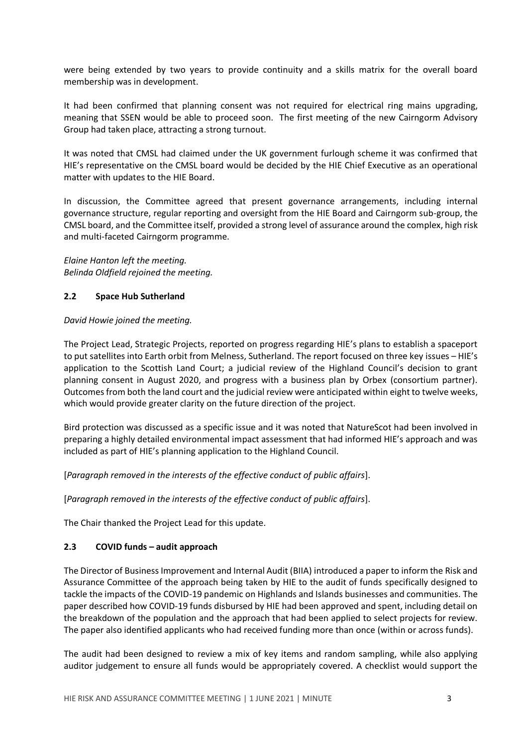were being extended by two years to provide continuity and a skills matrix for the overall board membership was in development.

It had been confirmed that planning consent was not required for electrical ring mains upgrading, meaning that SSEN would be able to proceed soon. The first meeting of the new Cairngorm Advisory Group had taken place, attracting a strong turnout.

It was noted that CMSL had claimed under the UK government furlough scheme it was confirmed that HIE's representative on the CMSL board would be decided by the HIE Chief Executive as an operational matter with updates to the HIE Board.

In discussion, the Committee agreed that present governance arrangements, including internal governance structure, regular reporting and oversight from the HIE Board and Cairngorm sub-group, the CMSL board, and the Committee itself, provided a strong level of assurance around the complex, high risk and multi-faceted Cairngorm programme.

*Elaine Hanton left the meeting.*
*Belinda Oldfield rejoined the meeting.*

### 2.2 Space Hub Sutherland

*David Howie joined the meeting.*

The Project Lead, Strategic Projects, reported on progress regarding HIE's plans to establish a spaceport to put satellites into Earth orbit from Melness, Sutherland. The report focused on three key issues – HIE's application to the Scottish Land Court; a judicial review of the Highland Council's decision to grant planning consent in August 2020, and progress with a business plan by Orbex (consortium partner). Outcomes from both the land court and the judicial review were anticipated within eight to twelve weeks, which would provide greater clarity on the future direction of the project.

Bird protection was discussed as a specific issue and it was noted that NatureScot had been involved in preparing a highly detailed environmental impact assessment that had informed HIE's approach and was included as part of HIE's planning application to the Highland Council.

[*Paragraph removed in the interests of the effective conduct of public affairs*].

[*Paragraph removed in the interests of the effective conduct of public affairs*].

The Chair thanked the Project Lead for this update.

### 2.3 COVID funds – audit approach

The Director of Business Improvement and Internal Audit (BIIA) introduced a paper to inform the Risk and Assurance Committee of the approach being taken by HIE to the audit of funds specifically designed to tackle the impacts of the COVID-19 pandemic on Highlands and Islands businesses and communities. The paper described how COVID-19 funds disbursed by HIE had been approved and spent, including detail on the breakdown of the population and the approach that had been applied to select projects for review. The paper also identified applicants who had received funding more than once (within or across funds).

The audit had been designed to review a mix of key items and random sampling, while also applying auditor judgement to ensure all funds would be appropriately covered. A checklist would support the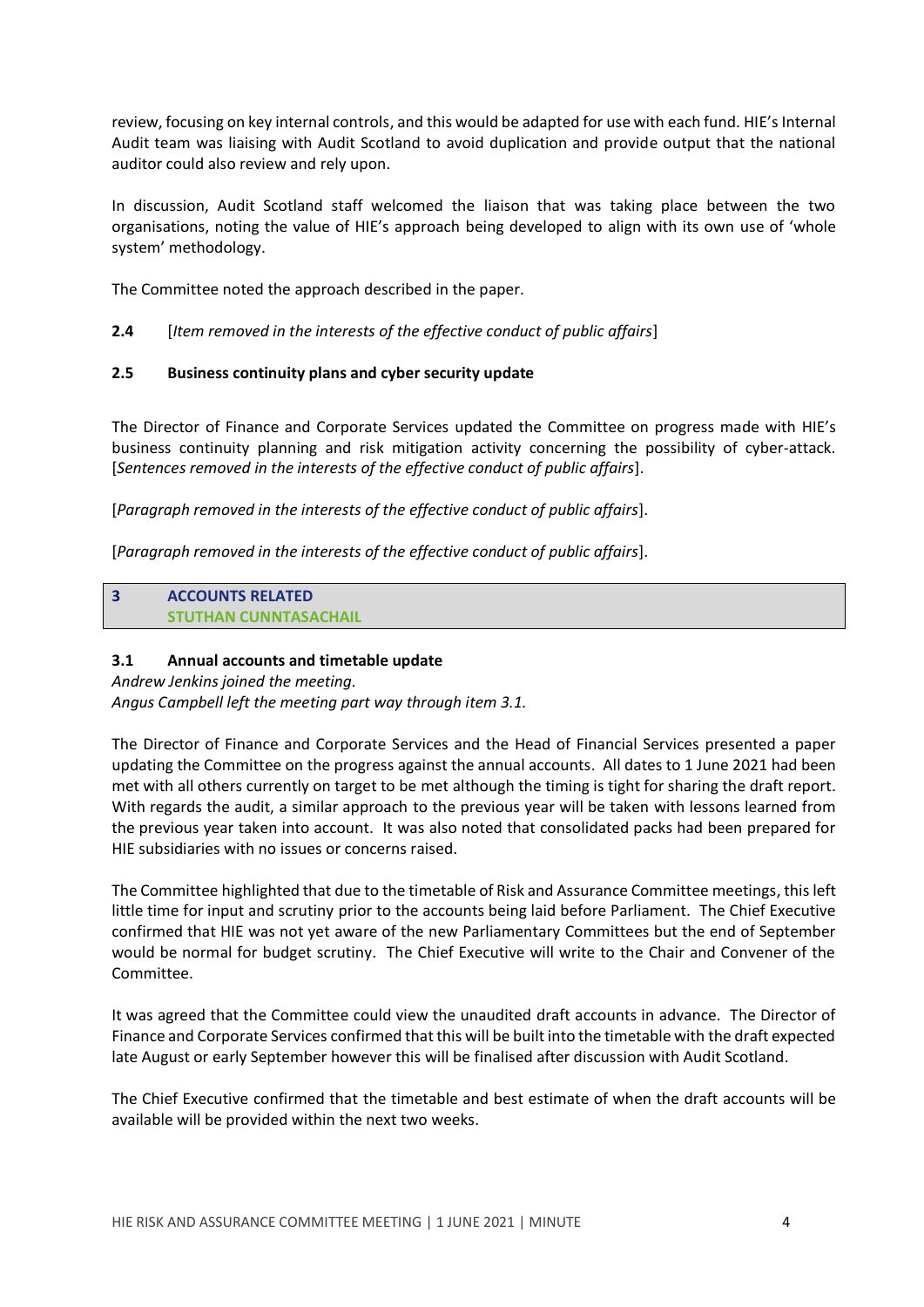review, focusing on key internal controls, and this would be adapted for use with each fund. HIE's Internal Audit team was liaising with Audit Scotland to avoid duplication and provide output that the national auditor could also review and rely upon.

In discussion, Audit Scotland staff welcomed the liaison that was taking place between the two organisations, noting the value of HIE's approach being developed to align with its own use of 'whole system' methodology.

The Committee noted the approach described in the paper.

**2.4** [*Item removed in the interests of the effective conduct of public affairs*]

**2.5 Business continuity plans and cyber security update**

The Director of Finance and Corporate Services updated the Committee on progress made with HIE's business continuity planning and risk mitigation activity concerning the possibility of cyber-attack. [*Sentences removed in the interests of the effective conduct of public affairs*].

[*Paragraph removed in the interests of the effective conduct of public affairs*].

[*Paragraph removed in the interests of the effective conduct of public affairs*].

## 3 ACCOUNTS RELATED
## STUTHAN CUNNTASACHAIL

**3.1 Annual accounts and timetable update**

*Andrew Jenkins joined the meeting.*
*Angus Campbell left the meeting part way through item 3.1.*

The Director of Finance and Corporate Services and the Head of Financial Services presented a paper updating the Committee on the progress against the annual accounts. All dates to 1 June 2021 had been met with all others currently on target to be met although the timing is tight for sharing the draft report. With regards the audit, a similar approach to the previous year will be taken with lessons learned from the previous year taken into account. It was also noted that consolidated packs had been prepared for HIE subsidiaries with no issues or concerns raised.

The Committee highlighted that due to the timetable of Risk and Assurance Committee meetings, this left little time for input and scrutiny prior to the accounts being laid before Parliament. The Chief Executive confirmed that HIE was not yet aware of the new Parliamentary Committees but the end of September would be normal for budget scrutiny. The Chief Executive will write to the Chair and Convener of the Committee.

It was agreed that the Committee could view the unaudited draft accounts in advance. The Director of Finance and Corporate Services confirmed that this will be built into the timetable with the draft expected late August or early September however this will be finalised after discussion with Audit Scotland.

The Chief Executive confirmed that the timetable and best estimate of when the draft accounts will be available will be provided within the next two weeks.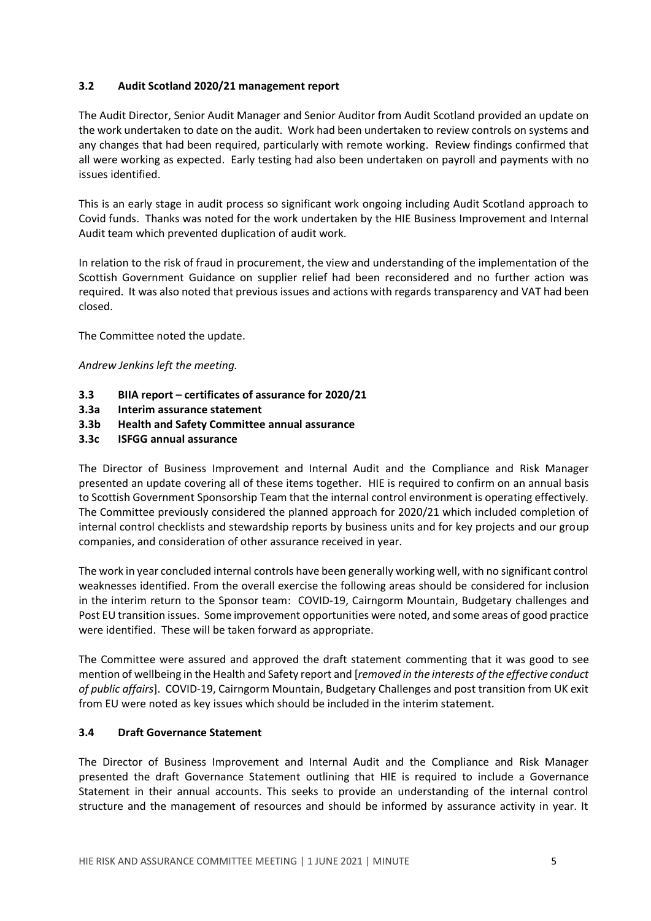### 3.2 Audit Scotland 2020/21 management report

The Audit Director, Senior Audit Manager and Senior Auditor from Audit Scotland provided an update on the work undertaken to date on the audit. Work had been undertaken to review controls on systems and any changes that had been required, particularly with remote working. Review findings confirmed that all were working as expected. Early testing had also been undertaken on payroll and payments with no issues identified.

This is an early stage in audit process so significant work ongoing including Audit Scotland approach to Covid funds. Thanks was noted for the work undertaken by the HIE Business Improvement and Internal Audit team which prevented duplication of audit work.

In relation to the risk of fraud in procurement, the view and understanding of the implementation of the Scottish Government Guidance on supplier relief had been reconsidered and no further action was required. It was also noted that previous issues and actions with regards transparency and VAT had been closed.

The Committee noted the update.

*Andrew Jenkins left the meeting.*

### 3.3 BIIA report – certificates of assurance for 2020/21
### 3.3a Interim assurance statement
### 3.3b Health and Safety Committee annual assurance
### 3.3c ISFGG annual assurance

The Director of Business Improvement and Internal Audit and the Compliance and Risk Manager presented an update covering all of these items together. HIE is required to confirm on an annual basis to Scottish Government Sponsorship Team that the internal control environment is operating effectively. The Committee previously considered the planned approach for 2020/21 which included completion of internal control checklists and stewardship reports by business units and for key projects and our group companies, and consideration of other assurance received in year.

The work in year concluded internal controls have been generally working well, with no significant control weaknesses identified. From the overall exercise the following areas should be considered for inclusion in the interim return to the Sponsor team: COVID-19, Cairngorm Mountain, Budgetary challenges and Post EU transition issues. Some improvement opportunities were noted, and some areas of good practice were identified. These will be taken forward as appropriate.

The Committee were assured and approved the draft statement commenting that it was good to see mention of wellbeing in the Health and Safety report and [*removed in the interests of the effective conduct of public affairs*]. COVID-19, Cairngorm Mountain, Budgetary Challenges and post transition from UK exit from EU were noted as key issues which should be included in the interim statement.

### 3.4 Draft Governance Statement

The Director of Business Improvement and Internal Audit and the Compliance and Risk Manager presented the draft Governance Statement outlining that HIE is required to include a Governance Statement in their annual accounts. This seeks to provide an understanding of the internal control structure and the management of resources and should be informed by assurance activity in year. It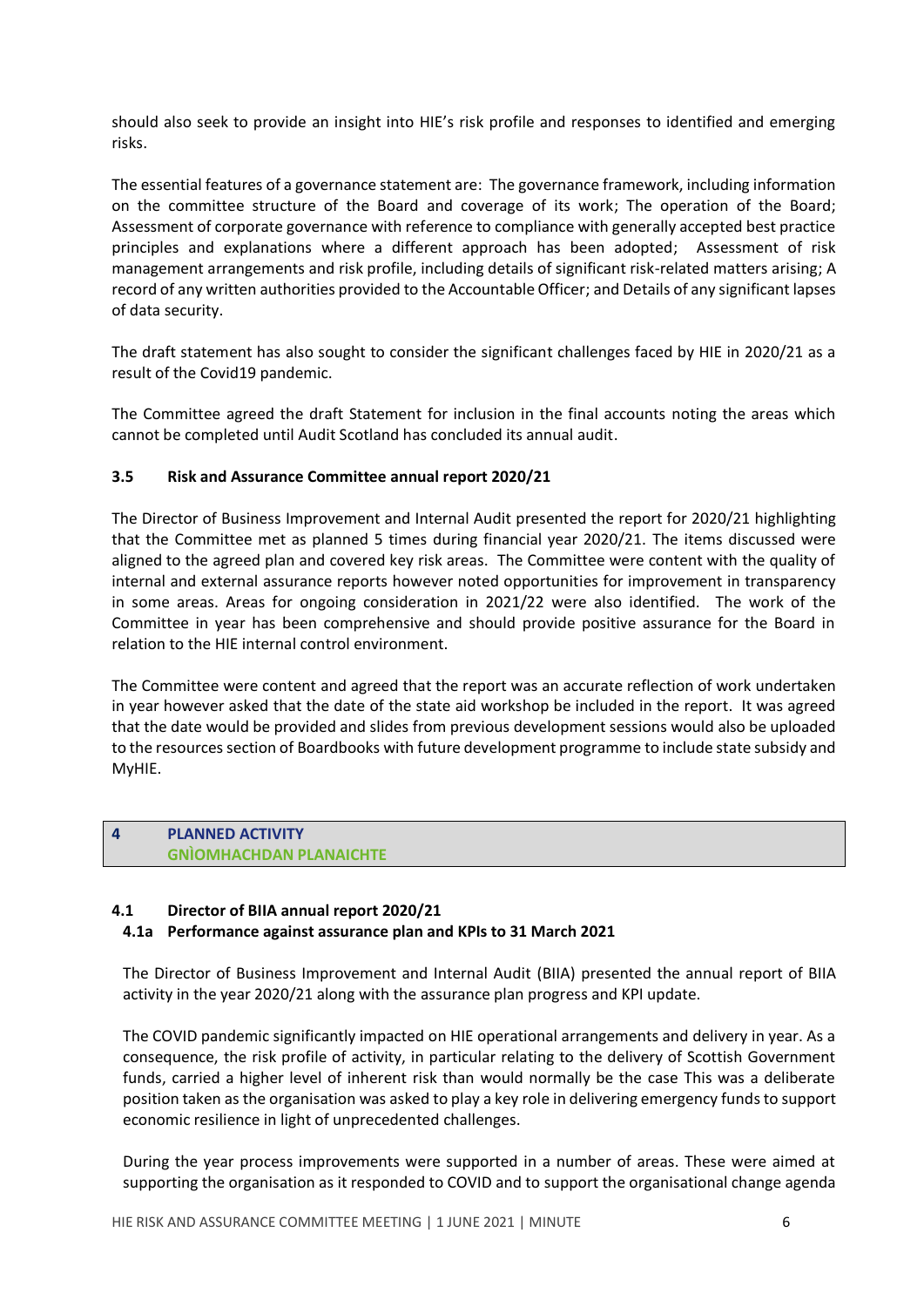should also seek to provide an insight into HIE's risk profile and responses to identified and emerging risks.

The essential features of a governance statement are: The governance framework, including information on the committee structure of the Board and coverage of its work; The operation of the Board; Assessment of corporate governance with reference to compliance with generally accepted best practice principles and explanations where a different approach has been adopted; Assessment of risk management arrangements and risk profile, including details of significant risk-related matters arising; A record of any written authorities provided to the Accountable Officer; and Details of any significant lapses of data security.

The draft statement has also sought to consider the significant challenges faced by HIE in 2020/21 as a result of the Covid19 pandemic.

The Committee agreed the draft Statement for inclusion in the final accounts noting the areas which cannot be completed until Audit Scotland has concluded its annual audit.

### 3.5 Risk and Assurance Committee annual report 2020/21

The Director of Business Improvement and Internal Audit presented the report for 2020/21 highlighting that the Committee met as planned 5 times during financial year 2020/21. The items discussed were aligned to the agreed plan and covered key risk areas. The Committee were content with the quality of internal and external assurance reports however noted opportunities for improvement in transparency in some areas. Areas for ongoing consideration in 2021/22 were also identified. The work of the Committee in year has been comprehensive and should provide positive assurance for the Board in relation to the HIE internal control environment.

The Committee were content and agreed that the report was an accurate reflection of work undertaken in year however asked that the date of the state aid workshop be included in the report. It was agreed that the date would be provided and slides from previous development sessions would also be uploaded to the resources section of Boardbooks with future development programme to include state subsidy and MyHIE.

## 4 PLANNED ACTIVITY
## GNÌOMHACHDAN PLANAICHTE

### 4.1 Director of BIIA annual report 2020/21

#### 4.1a Performance against assurance plan and KPIs to 31 March 2021

The Director of Business Improvement and Internal Audit (BIIA) presented the annual report of BIIA activity in the year 2020/21 along with the assurance plan progress and KPI update.

The COVID pandemic significantly impacted on HIE operational arrangements and delivery in year. As a consequence, the risk profile of activity, in particular relating to the delivery of Scottish Government funds, carried a higher level of inherent risk than would normally be the case This was a deliberate position taken as the organisation was asked to play a key role in delivering emergency funds to support economic resilience in light of unprecedented challenges.

During the year process improvements were supported in a number of areas. These were aimed at supporting the organisation as it responded to COVID and to support the organisational change agenda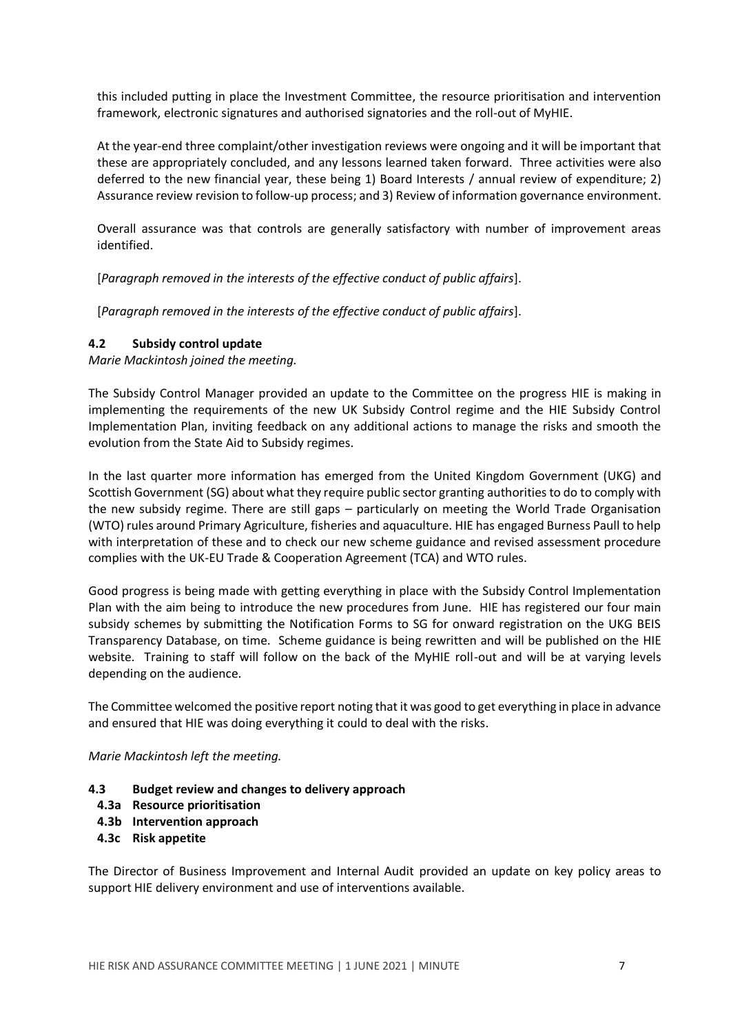this included putting in place the Investment Committee, the resource prioritisation and intervention framework, electronic signatures and authorised signatories and the roll-out of MyHIE.

At the year-end three complaint/other investigation reviews were ongoing and it will be important that these are appropriately concluded, and any lessons learned taken forward. Three activities were also deferred to the new financial year, these being 1) Board Interests / annual review of expenditure; 2) Assurance review revision to follow-up process; and 3) Review of information governance environment.

Overall assurance was that controls are generally satisfactory with number of improvement areas identified.

[*Paragraph removed in the interests of the effective conduct of public affairs*].

[*Paragraph removed in the interests of the effective conduct of public affairs*].

### 4.2 Subsidy control update

*Marie Mackintosh joined the meeting.*

The Subsidy Control Manager provided an update to the Committee on the progress HIE is making in implementing the requirements of the new UK Subsidy Control regime and the HIE Subsidy Control Implementation Plan, inviting feedback on any additional actions to manage the risks and smooth the evolution from the State Aid to Subsidy regimes.

In the last quarter more information has emerged from the United Kingdom Government (UKG) and Scottish Government (SG) about what they require public sector granting authorities to do to comply with the new subsidy regime. There are still gaps – particularly on meeting the World Trade Organisation (WTO) rules around Primary Agriculture, fisheries and aquaculture. HIE has engaged Burness Paull to help with interpretation of these and to check our new scheme guidance and revised assessment procedure complies with the UK-EU Trade & Cooperation Agreement (TCA) and WTO rules.

Good progress is being made with getting everything in place with the Subsidy Control Implementation Plan with the aim being to introduce the new procedures from June. HIE has registered our four main subsidy schemes by submitting the Notification Forms to SG for onward registration on the UKG BEIS Transparency Database, on time. Scheme guidance is being rewritten and will be published on the HIE website. Training to staff will follow on the back of the MyHIE roll-out and will be at varying levels depending on the audience.

The Committee welcomed the positive report noting that it was good to get everything in place in advance and ensured that HIE was doing everything it could to deal with the risks.

*Marie Mackintosh left the meeting.*

### 4.3 Budget review and changes to delivery approach

- **4.3a Resource prioritisation**
- **4.3b Intervention approach**
- **4.3c Risk appetite**

The Director of Business Improvement and Internal Audit provided an update on key policy areas to support HIE delivery environment and use of interventions available.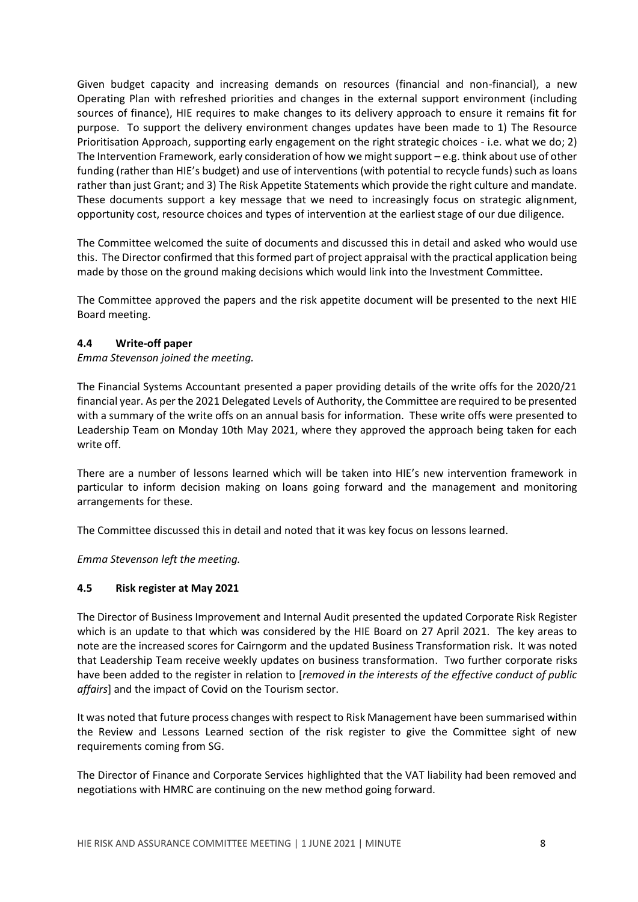Given budget capacity and increasing demands on resources (financial and non-financial), a new Operating Plan with refreshed priorities and changes in the external support environment (including sources of finance), HIE requires to make changes to its delivery approach to ensure it remains fit for purpose. To support the delivery environment changes updates have been made to 1) The Resource Prioritisation Approach, supporting early engagement on the right strategic choices - i.e. what we do; 2) The Intervention Framework, early consideration of how we might support – e.g. think about use of other funding (rather than HIE's budget) and use of interventions (with potential to recycle funds) such as loans rather than just Grant; and 3) The Risk Appetite Statements which provide the right culture and mandate. These documents support a key message that we need to increasingly focus on strategic alignment, opportunity cost, resource choices and types of intervention at the earliest stage of our due diligence.

The Committee welcomed the suite of documents and discussed this in detail and asked who would use this. The Director confirmed that this formed part of project appraisal with the practical application being made by those on the ground making decisions which would link into the Investment Committee.

The Committee approved the papers and the risk appetite document will be presented to the next HIE Board meeting.

### 4.4 Write-off paper

*Emma Stevenson joined the meeting.*

The Financial Systems Accountant presented a paper providing details of the write offs for the 2020/21 financial year. As per the 2021 Delegated Levels of Authority, the Committee are required to be presented with a summary of the write offs on an annual basis for information. These write offs were presented to Leadership Team on Monday 10th May 2021, where they approved the approach being taken for each write off.

There are a number of lessons learned which will be taken into HIE's new intervention framework in particular to inform decision making on loans going forward and the management and monitoring arrangements for these.

The Committee discussed this in detail and noted that it was key focus on lessons learned.

*Emma Stevenson left the meeting.*

### 4.5 Risk register at May 2021

The Director of Business Improvement and Internal Audit presented the updated Corporate Risk Register which is an update to that which was considered by the HIE Board on 27 April 2021. The key areas to note are the increased scores for Cairngorm and the updated Business Transformation risk. It was noted that Leadership Team receive weekly updates on business transformation. Two further corporate risks have been added to the register in relation to [*removed in the interests of the effective conduct of public affairs*] and the impact of Covid on the Tourism sector.

It was noted that future process changes with respect to Risk Management have been summarised within the Review and Lessons Learned section of the risk register to give the Committee sight of new requirements coming from SG.

The Director of Finance and Corporate Services highlighted that the VAT liability had been removed and negotiations with HMRC are continuing on the new method going forward.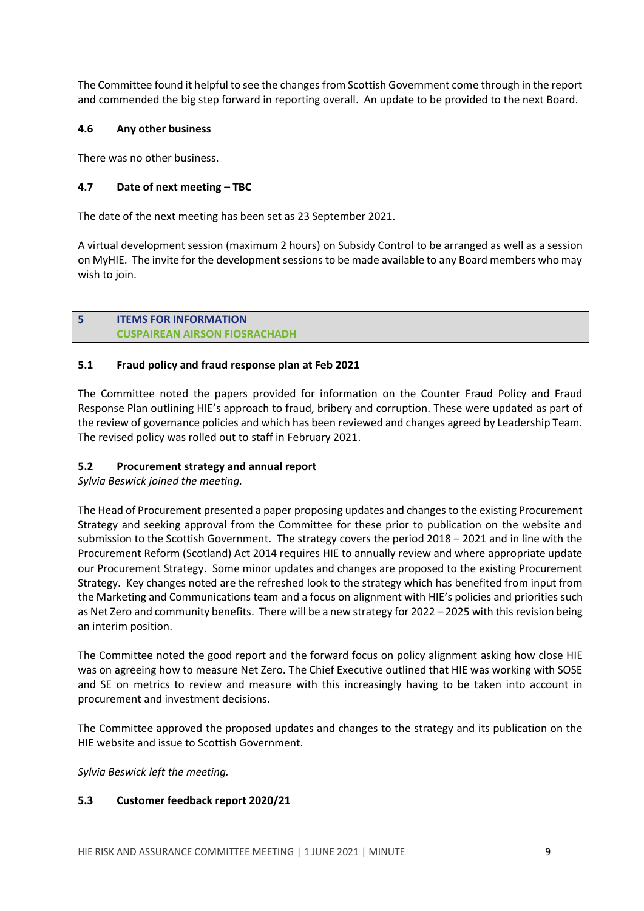The Committee found it helpful to see the changes from Scottish Government come through in the report and commended the big step forward in reporting overall. An update to be provided to the next Board.

### 4.6 Any other business

There was no other business.

### 4.7 Date of next meeting – TBC

The date of the next meeting has been set as 23 September 2021.

A virtual development session (maximum 2 hours) on Subsidy Control to be arranged as well as a session on MyHIE. The invite for the development sessions to be made available to any Board members who may wish to join.

## 5 ITEMS FOR INFORMATION
## CUSPAIREAN AIRSON FIOSRACHADH

### 5.1 Fraud policy and fraud response plan at Feb 2021

The Committee noted the papers provided for information on the Counter Fraud Policy and Fraud Response Plan outlining HIE's approach to fraud, bribery and corruption. These were updated as part of the review of governance policies and which has been reviewed and changes agreed by Leadership Team. The revised policy was rolled out to staff in February 2021.

### 5.2 Procurement strategy and annual report

*Sylvia Beswick joined the meeting.*

The Head of Procurement presented a paper proposing updates and changes to the existing Procurement Strategy and seeking approval from the Committee for these prior to publication on the website and submission to the Scottish Government. The strategy covers the period 2018 – 2021 and in line with the Procurement Reform (Scotland) Act 2014 requires HIE to annually review and where appropriate update our Procurement Strategy. Some minor updates and changes are proposed to the existing Procurement Strategy. Key changes noted are the refreshed look to the strategy which has benefited from input from the Marketing and Communications team and a focus on alignment with HIE's policies and priorities such as Net Zero and community benefits. There will be a new strategy for 2022 – 2025 with this revision being an interim position.

The Committee noted the good report and the forward focus on policy alignment asking how close HIE was on agreeing how to measure Net Zero. The Chief Executive outlined that HIE was working with SOSE and SE on metrics to review and measure with this increasingly having to be taken into account in procurement and investment decisions.

The Committee approved the proposed updates and changes to the strategy and its publication on the HIE website and issue to Scottish Government.

*Sylvia Beswick left the meeting.*

### 5.3 Customer feedback report 2020/21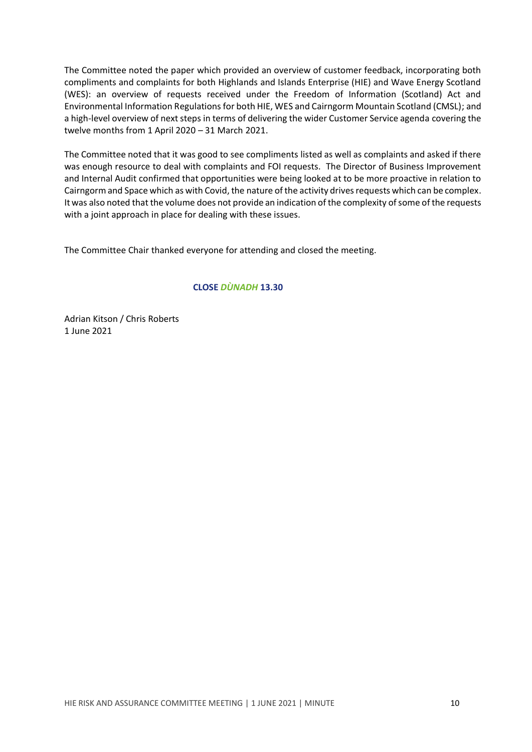The Committee noted the paper which provided an overview of customer feedback, incorporating both compliments and complaints for both Highlands and Islands Enterprise (HIE) and Wave Energy Scotland (WES): an overview of requests received under the Freedom of Information (Scotland) Act and Environmental Information Regulations for both HIE, WES and Cairngorm Mountain Scotland (CMSL); and a high-level overview of next steps in terms of delivering the wider Customer Service agenda covering the twelve months from 1 April 2020 – 31 March 2021.

The Committee noted that it was good to see compliments listed as well as complaints and asked if there was enough resource to deal with complaints and FOI requests. The Director of Business Improvement and Internal Audit confirmed that opportunities were being looked at to be more proactive in relation to Cairngorm and Space which as with Covid, the nature of the activity drives requests which can be complex. It was also noted that the volume does not provide an indication of the complexity of some of the requests with a joint approach in place for dealing with these issues.

The Committee Chair thanked everyone for attending and closed the meeting.

**CLOSE *DÙNADH* 13.30**

Adrian Kitson / Chris Roberts
1 June 2021